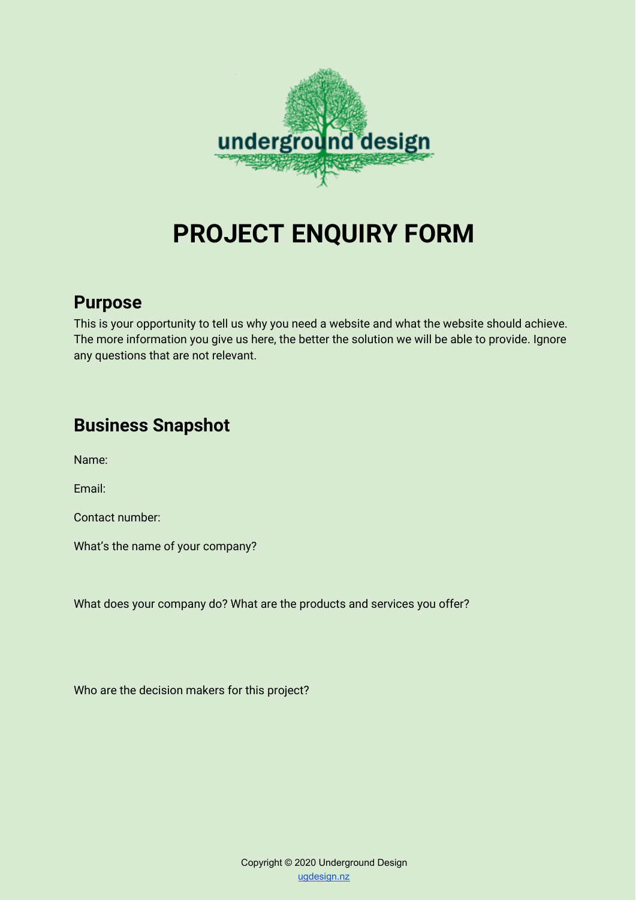# PROJECT ENQUIRY FORM

## Purpose

This is your opportunity to tell us why you need a website and what the website should achieve. The more information you give us here, the better the solution we will be able to provide. Ignore any questions that are not relevant.

## Business Snapshot

Name:

Email:

Contact number:

What's the name of your company?

What does your company do? What are the products and services you offer?

Who are the decision makers for this project?

Copyright © 2020 Underground Design
ugdesign.nz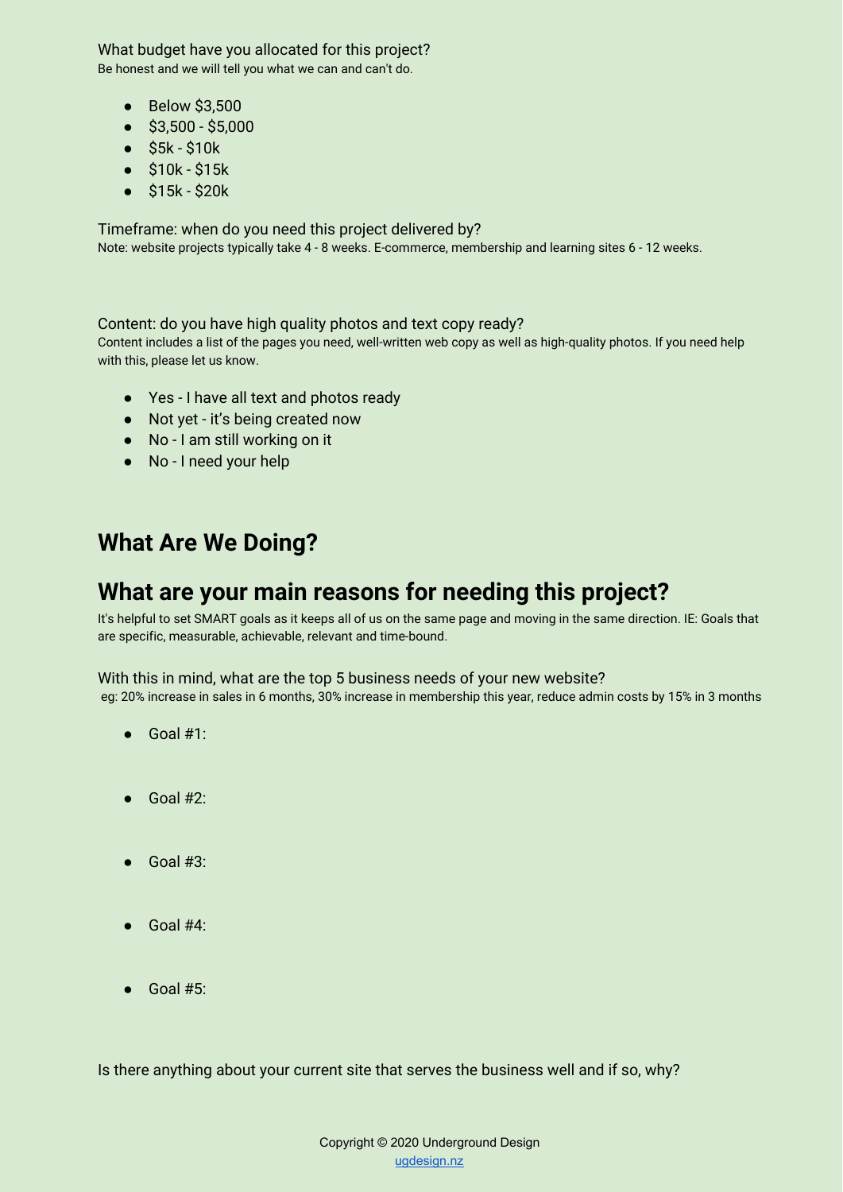What budget have you allocated for this project?
Be honest and we will tell you what we can and can't do.

- Below $3,500
- $3,500 - $5,000
- $5k - $10k
- $10k - $15k
- $15k - $20k

Timeframe: when do you need this project delivered by?
Note: website projects typically take 4 - 8 weeks. E-commerce, membership and learning sites 6 - 12 weeks.

Content: do you have high quality photos and text copy ready?
Content includes a list of the pages you need, well-written web copy as well as high-quality photos. If you need help with this, please let us know.

- Yes - I have all text and photos ready
- Not yet - it's being created now
- No - I am still working on it
- No - I need your help

## What Are We Doing?

## What are your main reasons for needing this project?

It's helpful to set SMART goals as it keeps all of us on the same page and moving in the same direction. IE: Goals that are specific, measurable, achievable, relevant and time-bound.

With this in mind, what are the top 5 business needs of your new website?
eg: 20% increase in sales in 6 months, 30% increase in membership this year, reduce admin costs by 15% in 3 months

- Goal #1:
- Goal #2:
- Goal #3:
- Goal #4:
- Goal #5:

Is there anything about your current site that serves the business well and if so, why?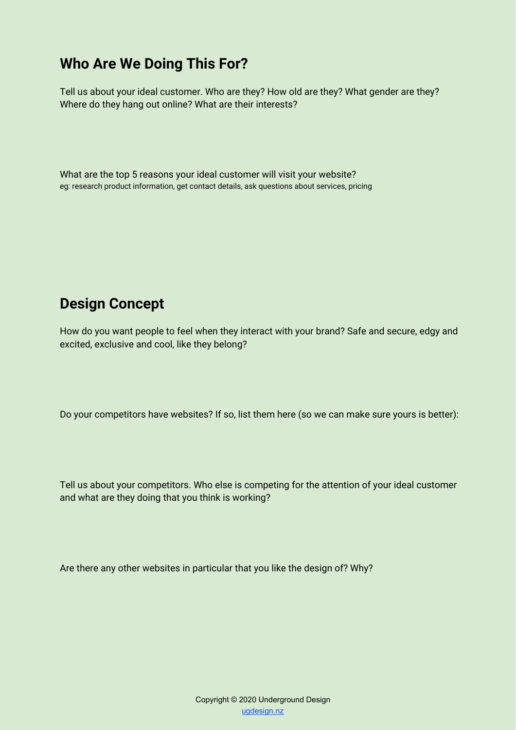## Who Are We Doing This For?

Tell us about your ideal customer. Who are they? How old are they? What gender are they? Where do they hang out online? What are their interests?

What are the top 5 reasons your ideal customer will visit your website?
eg: research product information, get contact details, ask questions about services, pricing

## Design Concept

How do you want people to feel when they interact with your brand? Safe and secure, edgy and excited, exclusive and cool, like they belong?

Do your competitors have websites? If so, list them here (so we can make sure yours is better):

Tell us about your competitors. Who else is competing for the attention of your ideal customer and what are they doing that you think is working?

Are there any other websites in particular that you like the design of? Why?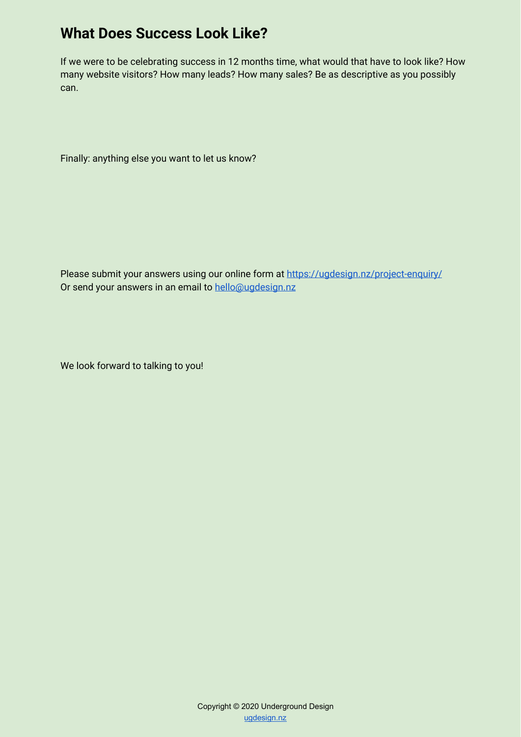## What Does Success Look Like?

If we were to be celebrating success in 12 months time, what would that have to look like? How many website visitors? How many leads? How many sales? Be as descriptive as you possibly can.

Finally: anything else you want to let us know?

Please submit your answers using our online form at [https://ugdesign.nz/project-enquiry/](https://ugdesign.nz/project-enquiry/)
Or send your answers in an email to [hello@ugdesign.nz](mailto:hello@ugdesign.nz)

We look forward to talking to you!

Copyright © 2020 Underground Design
[ugdesign.nz](https://ugdesign.nz)